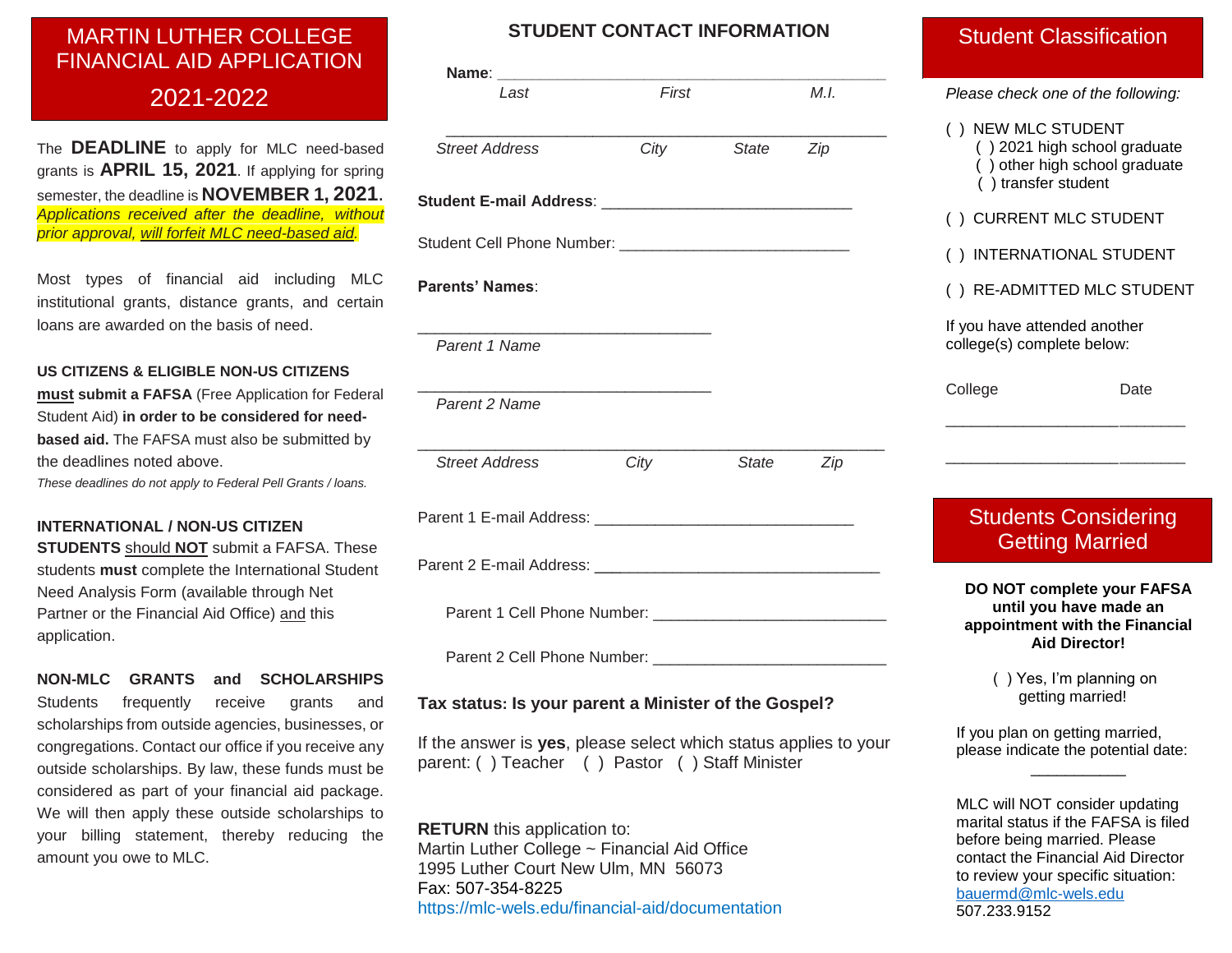# MARTIN LUTHER COLLEGE FINANCIAL AID APPLICATION

# 2021-2022

The **DEADLINE** to apply for MLC need-based grants is **APRIL 15, 2021**. If applying for spring semester, the deadline is **NOVEMBER 1, 2021**. *Applications received after the deadline, without prior approval, will forfeit MLC need-based aid.*

Most types of financial aid including MLC institutional grants, distance grants, and certain loans are awarded on the basis of need.

**US CITIZENS & ELIGIBLE NON-US CITIZENS must submit a FAFSA** (Free Application for Federal Student Aid) **in order to be considered for need-based aid.** The FAFSA must also be submitted by the deadlines noted above.

*These deadlines do not apply to Federal Pell Grants / loans.*

**INTERNATIONAL / NON-US CITIZEN STUDENTS** should **NOT** submit a FAFSA. These students **must** complete the International Student Need Analysis Form (available through Net Partner or the Financial Aid Office) and this application.

**NON-MLC GRANTS and SCHOLARSHIPS**
Students frequently receive grants and scholarships from outside agencies, businesses, or congregations. Contact our office if you receive any outside scholarships. By law, these funds must be considered as part of your financial aid package. We will then apply these outside scholarships to your billing statement, thereby reducing the amount you owe to MLC.

## STUDENT CONTACT INFORMATION

**Name**: ______________________________________________
*Last* *First* *M.I.*

______________________________________________
*Street Address* *City* *State* *Zip*

**Student E-mail Address**: ____________________________

Student Cell Phone Number: ____________________________

**Parents' Names**:

________________________________
*Parent 1 Name*

________________________________
*Parent 2 Name*

______________________________________________
*Street Address* *City* *State* *Zip*

Parent 1 E-mail Address: ______________________________

Parent 2 E-mail Address: ______________________________

Parent 1 Cell Phone Number: ___________________________

Parent 2 Cell Phone Number: ___________________________

**Tax status: Is your parent a Minister of the Gospel?**

If the answer is **yes**, please select which status applies to your parent: ( ) Teacher ( ) Pastor ( ) Staff Minister

**RETURN** this application to:
Martin Luther College ~ Financial Aid Office
1995 Luther Court New Ulm, MN 56073
Fax: 507-354-8225
https://mlc-wels.edu/financial-aid/documentation

## Student Classification

*Please check one of the following:*

( ) NEW MLC STUDENT
- ( ) 2021 high school graduate
- ( ) other high school graduate
- ( ) transfer student

( ) CURRENT MLC STUDENT

( ) INTERNATIONAL STUDENT

( ) RE-ADMITTED MLC STUDENT

If you have attended another college(s) complete below:

| College | Date |
|---|---|
| ____________________ | ________ |
| ____________________ | ________ |

## Students Considering Getting Married

**DO NOT complete your FAFSA until you have made an appointment with the Financial Aid Director!**

( ) Yes, I'm planning on getting married!

If you plan on getting married, please indicate the potential date: __________

MLC will NOT consider updating marital status if the FAFSA is filed before being married. Please contact the Financial Aid Director to review your specific situation:
bauermd@mlc-wels.edu
507.233.9152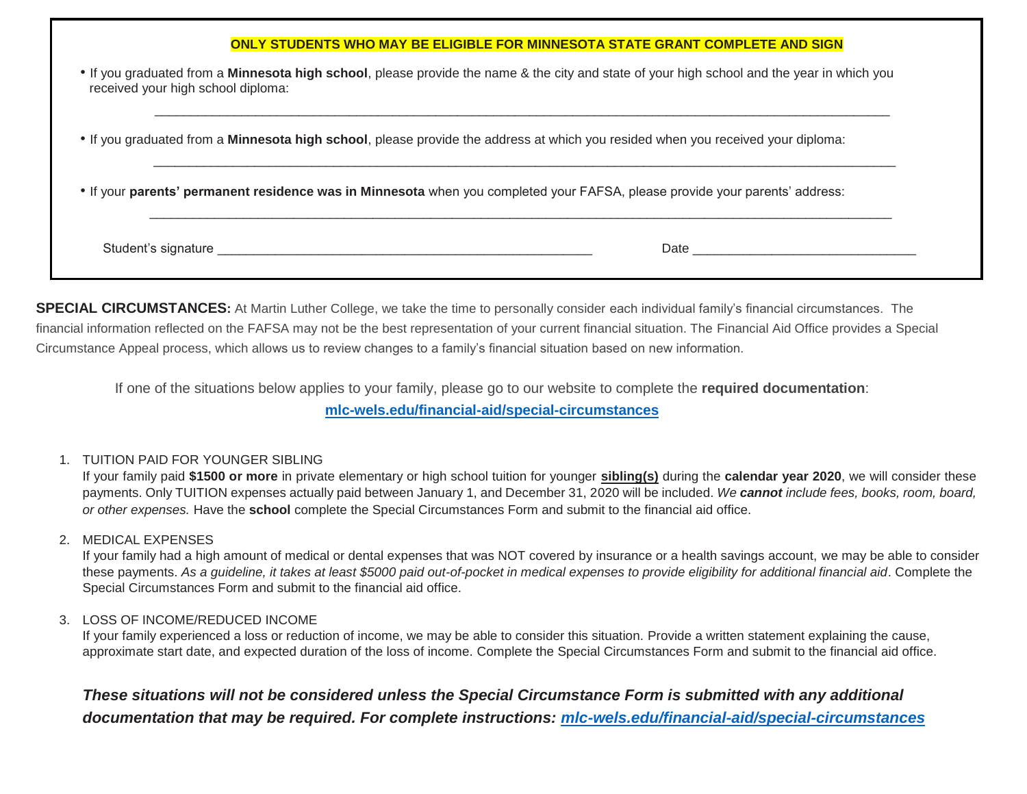**ONLY STUDENTS WHO MAY BE ELIGIBLE FOR MINNESOTA STATE GRANT COMPLETE AND SIGN**

- If you graduated from a **Minnesota high school**, please provide the name & the city and state of your high school and the year in which you received your high school diploma:

  ______________________________________________________________________________________________

- If you graduated from a **Minnesota high school**, please provide the address at which you resided when you received your diploma:

  ______________________________________________________________________________________________

- If your **parents' permanent residence was in Minnesota** when you completed your FAFSA, please provide your parents' address:

  ______________________________________________________________________________________________

Student's signature ________________________________________________ Date ___________________________

**SPECIAL CIRCUMSTANCES:** At Martin Luther College, we take the time to personally consider each individual family's financial circumstances. The financial information reflected on the FAFSA may not be the best representation of your current financial situation. The Financial Aid Office provides a Special Circumstance Appeal process, which allows us to review changes to a family's financial situation based on new information.

If one of the situations below applies to your family, please go to our website to complete the **required documentation**:
**mlc-wels.edu/financial-aid/special-circumstances**

1. TUITION PAID FOR YOUNGER SIBLING
   If your family paid **$1500 or more** in private elementary or high school tuition for younger **sibling(s)** during the **calendar year 2020**, we will consider these payments. Only TUITION expenses actually paid between January 1, and December 31, 2020 will be included. *We **cannot** include fees, books, room, board, or other expenses.* Have the **school** complete the Special Circumstances Form and submit to the financial aid office.

2. MEDICAL EXPENSES
   If your family had a high amount of medical or dental expenses that was NOT covered by insurance or a health savings account, we may be able to consider these payments. *As a guideline, it takes at least $5000 paid out-of-pocket in medical expenses to provide eligibility for additional financial aid*. Complete the Special Circumstances Form and submit to the financial aid office.

3. LOSS OF INCOME/REDUCED INCOME
   If your family experienced a loss or reduction of income, we may be able to consider this situation. Provide a written statement explaining the cause, approximate start date, and expected duration of the loss of income. Complete the Special Circumstances Form and submit to the financial aid office.

***These situations will not be considered unless the Special Circumstance Form is submitted with any additional documentation that may be required. For complete instructions: mlc-wels.edu/financial-aid/special-circumstances***